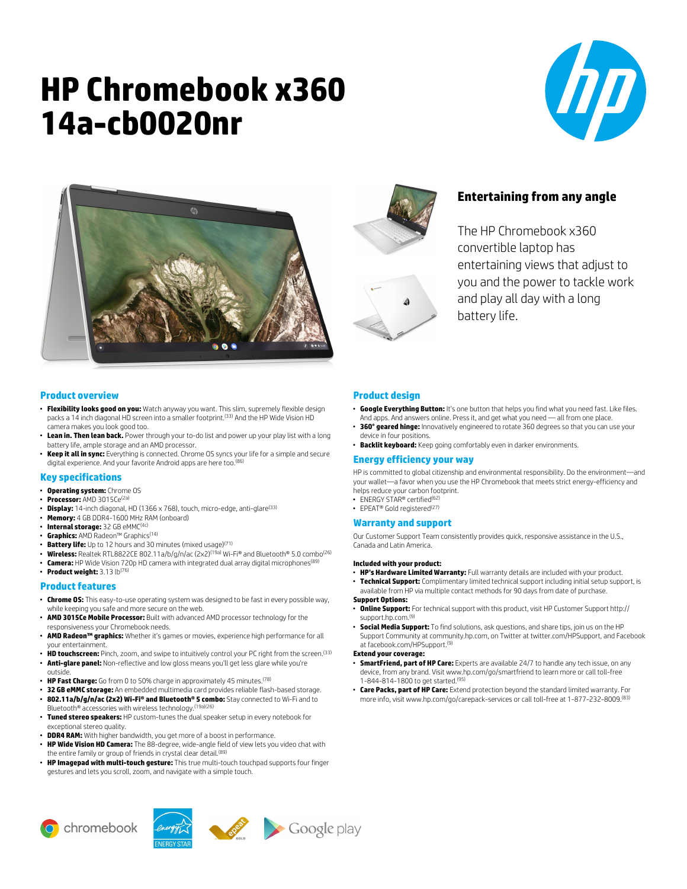# HP Chromebook x360 14a-cb0020nr

## Entertaining from any angle

The HP Chromebook x360 convertible laptop has entertaining views that adjust to you and the power to tackle work and play all day with a long battery life.

## Product overview

- **Flexibility looks good on you:** Watch anyway you want. This slim, supremely flexible design packs a 14 inch diagonal HD screen into a smaller footprint.[33] And the HP Wide Vision HD camera makes you look good too.
- **Lean in. Then lean back.** Power through your to-do list and power up your play list with a long battery life, ample storage and an AMD processor.
- **Keep it all in sync:** Everything is connected. Chrome OS syncs your life for a simple and secure digital experience. And your favorite Android apps are here too.[86]

## Key specifications

- **Operating system:** Chrome OS
- **Processor:** AMD 3015Ce[2a]
- **Display:** 14-inch diagonal, HD (1366 x 768), touch, micro-edge, anti-glare[33]
- **Memory:** 4 GB DDR4-1600 MHz RAM (onboard)
- **Internal storage:** 32 GB eMMC[4c]
- **Graphics:** AMD Radeon™ Graphics[14]
- **Battery life:** Up to 12 hours and 30 minutes (mixed usage)[71]
- **Wireless:** Realtek RTL8822CE 802.11a/b/g/n/ac (2x2)[19a] Wi-Fi® and Bluetooth® 5.0 combo[26]
- **Camera:** HP Wide Vision 720p HD camera with integrated dual array digital microphones[89]
- **Product weight:** 3.13 lb[76]

## Product features

- **Chrome OS:** This easy-to-use operating system was designed to be fast in every possible way, while keeping you safe and more secure on the web.
- **AMD 3015Ce Mobile Processor:** Built with advanced AMD processor technology for the responsiveness your Chromebook needs.
- **AMD Radeon™ graphics:** Whether it's games or movies, experience high performance for all your entertainment.
- **HD touchscreen:** Pinch, zoom, and swipe to intuitively control your PC right from the screen.[33]
- **Anti-glare panel:** Non-reflective and low gloss means you'll get less glare while you're outside.
- **HP Fast Charge:** Go from 0 to 50% charge in approximately 45 minutes.[78]
- **32 GB eMMC storage:** An embedded multimedia card provides reliable flash-based storage.
- **802.11a/b/g/n/ac (2x2) Wi-Fi® and Bluetooth® 5 combo:** Stay connected to Wi-Fi and to Bluetooth® accessories with wireless technology.[19a][26]
- **Tuned stereo speakers:** HP custom-tunes the dual speaker setup in every notebook for exceptional stereo quality.
- **DDR4 RAM:** With higher bandwidth, you get more of a boost in performance.
- **HP Wide Vision HD Camera:** The 88-degree, wide-angle field of view lets you video chat with the entire family or group of friends in crystal clear detail.[89]
- **HP Imagepad with multi-touch gesture:** This true multi-touch touchpad supports four finger gestures and lets you scroll, zoom, and navigate with a simple touch.

## Product design

- **Google Everything Button:** It's one button that helps you find what you need fast. Like files. And apps. And answers online. Press it, and get what you need — all from one place.
- **360° geared hinge:** Innovatively engineered to rotate 360 degrees so that you can use your device in four positions.
- **Backlit keyboard:** Keep going comfortably even in darker environments.

## Energy efficiency your way

HP is committed to global citizenship and environmental responsibility. Do the environment—and your wallet—a favor when you use the HP Chromebook that meets strict energy-efficiency and helps reduce your carbon footprint.

- ENERGY STAR® certified[62]
- EPEAT® Gold registered[27]

## Warranty and support

Our Customer Support Team consistently provides quick, responsive assistance in the U.S., Canada and Latin America.

**Included with your product:**

- **HP's Hardware Limited Warranty:** Full warranty details are included with your product.
- **Technical Support:** Complimentary limited technical support including initial setup support, is available from HP via multiple contact methods for 90 days from date of purchase.

**Support Options:**

- **Online Support:** For technical support with this product, visit HP Customer Support http://support.hp.com.[9]
- **Social Media Support:** To find solutions, ask questions, and share tips, join us on the HP Support Community at community.hp.com, on Twitter at twitter.com/HPSupport, and Facebook at facebook.com/HPSupport.[9]

**Extend your coverage:**

- **SmartFriend, part of HP Care:** Experts are available 24/7 to handle any tech issue, on any device, from any brand. Visit www.hp.com/go/smartfriend to learn more or call toll-free 1-844-814-1800 to get started.[95]
- **Care Packs, part of HP Care:** Extend protection beyond the standard limited warranty. For more info, visit www.hp.com/go/carepack-services or call toll-free at 1-877-232-8009.[83]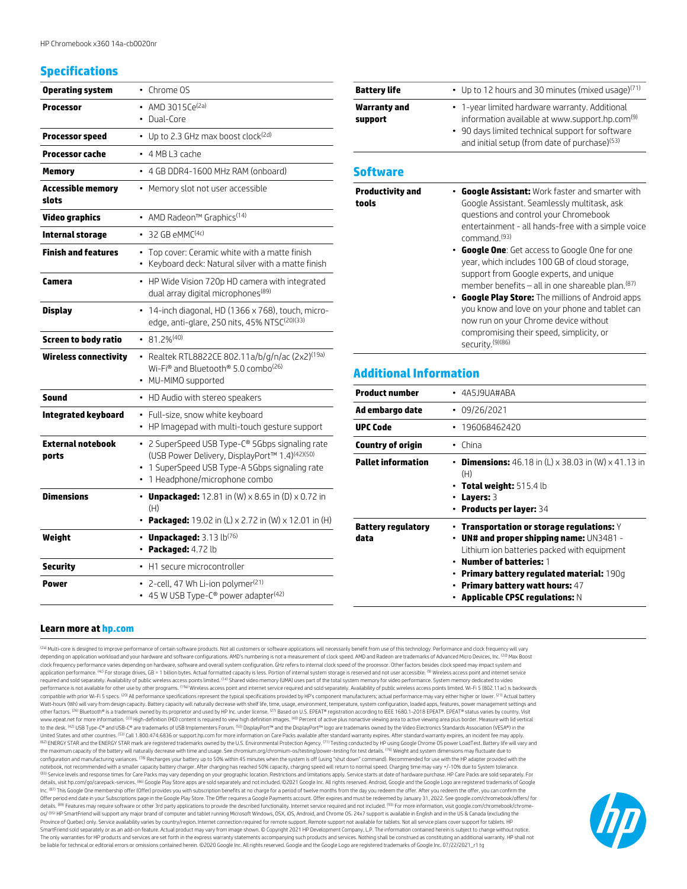## Specifications

| | |
|---|---|
| **Operating system** | • Chrome OS |
| **Processor** | • AMD 3015Ce[2a]<br>• Dual-Core |
| **Processor speed** | • Up to 2.3 GHz max boost clock[2d] |
| **Processor cache** | • 4 MB L3 cache |
| **Memory** | • 4 GB DDR4-1600 MHz RAM (onboard) |
| **Accessible memory slots** | • Memory slot not user accessible |
| **Video graphics** | • AMD Radeon™ Graphics[14] |
| **Internal storage** | • 32 GB eMMC[4c] |
| **Finish and features** | • Top cover: Ceramic white with a matte finish<br>• Keyboard deck: Natural silver with a matte finish |
| **Camera** | • HP Wide Vision 720p HD camera with integrated dual array digital microphones[89] |
| **Display** | • 14-inch diagonal, HD (1366 x 768), touch, micro-edge, anti-glare, 250 nits, 45% NTSC[20][33] |
| **Screen to body ratio** | • 81.2%[40] |
| **Wireless connectivity** | • Realtek RTL8822CE 802.11a/b/g/n/ac (2x2)[19a] Wi-Fi® and Bluetooth® 5.0 combo[26]<br>• MU-MIMO supported |
| **Sound** | • HD Audio with stereo speakers |
| **Integrated keyboard** | • Full-size, snow white keyboard<br>• HP Imagepad with multi-touch gesture support |
| **External notebook ports** | • 2 SuperSpeed USB Type-C® 5Gbps signaling rate (USB Power Delivery, DisplayPort™ 1.4)[42][50]<br>• 1 SuperSpeed USB Type-A 5Gbps signaling rate<br>• 1 Headphone/microphone combo |
| **Dimensions** | • **Unpackaged:** 12.81 in (W) x 8.65 in (D) x 0.72 in (H)<br>• **Packaged:** 19.02 in (L) x 2.72 in (W) x 12.01 in (H) |
| **Weight** | • **Unpackaged:** 3.13 lb[76]<br>• **Packaged:** 4.72 lb |
| **Security** | • H1 secure microcontroller |
| **Power** | • 2-cell, 47 Wh Li-ion polymer[21]<br>• 45 W USB Type-C® power adapter[42] |
| **Battery life** | • Up to 12 hours and 30 minutes (mixed usage)[71] |
| **Warranty and support** | • 1-year limited hardware warranty. Additional information available at www.support.hp.com[9]<br>• 90 days limited technical support for software and initial setup (from date of purchase)[53] |

## Software

| | |
|---|---|
| **Productivity and tools** | • **Google Assistant:** Work faster and smarter with Google Assistant. Seamlessly multitask, ask questions and control your Chromebook entertainment - all hands-free with a simple voice command.[93]<br>• **Google One**: Get access to Google One for one year, which includes 100 GB of cloud storage, support from Google experts, and unique member benefits – all in one shareable plan.[87]<br>• **Google Play Store:** The millions of Android apps you know and love on your phone and tablet can now run on your Chrome device without compromising their speed, simplicity, or security.[9][86] |

## Additional Information

| | |
|---|---|
| **Product number** | • 4A5J9UA#ABA |
| **Ad embargo date** | • 09/26/2021 |
| **UPC Code** | • 196068462420 |
| **Country of origin** | • China |
| **Pallet information** | • **Dimensions:** 46.18 in (L) x 38.03 in (W) x 41.13 in (H)<br>• **Total weight:** 515.4 lb<br>• **Layers:** 3<br>• **Products per layer:** 34 |
| **Battery regulatory data** | • **Transportation or storage regulations:** Y<br>• **UN# and proper shipping name:** UN3481 - Lithium ion batteries packed with equipment<br>• **Number of batteries:** 1<br>• **Primary battery regulated material:** 190g<br>• **Primary battery watt hours:** 47<br>• **Applicable CPSC regulations:** N |

**Learn more at hp.com**

[2a] Multi-core is designed to improve performance of certain software products. Not all customers or software applications will necessarily benefit from use of this technology. Performance and clock frequency will vary depending on application workload and your hardware and software configurations. AMD's numbering is not a measurement of clock speed. AMD and Radeon are trademarks of Advanced Micro Devices, Inc. [2d] Max Boost clock frequency performance varies depending on hardware, software and overall system configuration. GHz refers to internal clock speed of the processor. Other factors besides clock speed may impact system and application performance. [4c] For storage drives, GB = 1 billion bytes. Actual formatted capacity is less. Portion of internal system storage is reserved and not user accessible. [9] Wireless access point and internet service required and sold separately. Availability of public wireless access points limited. [14] Shared video memory (UMA) uses part of the total system memory for video performance. System memory dedicated to video performance is not available for other use by other programs. [19a] Wireless access point and internet service required and sold separately. Availability of public wireless access points limited. Wi-Fi 5 (802.11ac) is backwards compatible with prior Wi-Fi 5 specs. [20] All performance specifications represent the typical specifications provided by HP's component manufacturers; actual performance may vary either higher or lower. [21] Actual battery Watt-hours (Wh) will vary from design capacity. Battery capacity will naturally decrease with shelf life, time, usage, environment, temperature, system configuration, loaded apps, features, power management settings and other factors. [26] Bluetooth® is a trademark owned by its proprietor and used by HP Inc. under license. [27] Based on U.S. EPEAT® registration according to IEEE 1680.1-2018 EPEAT®. EPEAT® status varies by country. Visit www.epeat.net for more information. [33] High-definition (HD) content is required to view high definition images. [40] Percent of active plus nonactive viewing area to active viewing area plus border. Measure with lid vertical to the desk. [42] USB Type-C® and USB-C® are trademarks of USB Implementers Forum. [50] DisplayPort™ and the DisplayPort™ logo are trademarks owned by the Video Electronics Standards Association (VESA®) in the United States and other countries. [53] Call 1.800.474.6836 or support.hp.com for more information on Care Packs available after standard warranty expires. After standard warranty expires, an incident fee may apply. [62] ENERGY STAR and the ENERGY STAR mark are registered trademarks owned by the U.S. Environmental Protection Agency. [71] Testing conducted by HP using Google Chrome OS power LoadTest. Battery life will vary and the maximum capacity of the battery will naturally decrease with time and usage. See chromium.org/chromium-os/testing/power-testing for test details. [76] Weight and system dimensions may fluctuate due to configuration and manufacturing variances. [78] Recharges your battery up to 50% within 45 minutes when the system is off (using "shut down" command). Recommended for use with the HP adapter provided with the notebook, not recommended with a smaller capacity battery charger. After charging has reached 50% capacity, charging speed will return to normal speed. Charging time may vary +/-10% due to System tolerance. [83] Service levels and response times for Care Packs may vary depending on your geographic location. Restrictions and limitations apply. Service starts at date of hardware purchase. HP Care Packs are sold separately. For details, visit hp.com/go/carepack-services. [86] Google Play Store apps are sold separately and not included. ©2021 Google Inc. All rights reserved. Android, Google and the Google Logo are registered trademarks of Google Inc. [87] This Google One membership offer (Offer) provides you with subscription benefits at no charge for a period of twelve months from the day you redeem the offer. After you redeem the offer, you can confirm the Offer period end date in your Subscriptions page in the Google Play Store. The Offer requires a Google Payments account. Offer expires and must be redeemed by January 31, 2022. See google.com/chromebook/offers/ for details. [89] Features may require software or other 3rd party applications to provide the described functionality. Internet service required and not included. [93] For more information, visit google.com/chromebook/chrome-os/ [95] HP SmartFriend will support any major brand of computer and tablet running Microsoft Windows, OSX, iOS, Android, and Chrome OS. 24x7 support is available in English and in the US & Canada (excluding the Province of Quebec) only. Service availability varies by country/region. Internet connection required for remote support. Remote support not available for tablets. Not all service plans cover support for tablets. HP SmartFriend sold separately or as an add-on feature. Actual product may vary from image shown. © Copyright 2021 HP Development Company, L.P. The information contained herein is subject to change without notice. The only warranties for HP products and services are set forth in the express warranty statements accompanying such products and services. Nothing shall be construed as constituting an additional warranty. HP shall not be liable for technical or editorial errors or omissions contained herein. ©2020 Google Inc. All rights reserved. Google and the Google Logo are registered trademarks of Google Inc. 07/22/2021_r1 tg